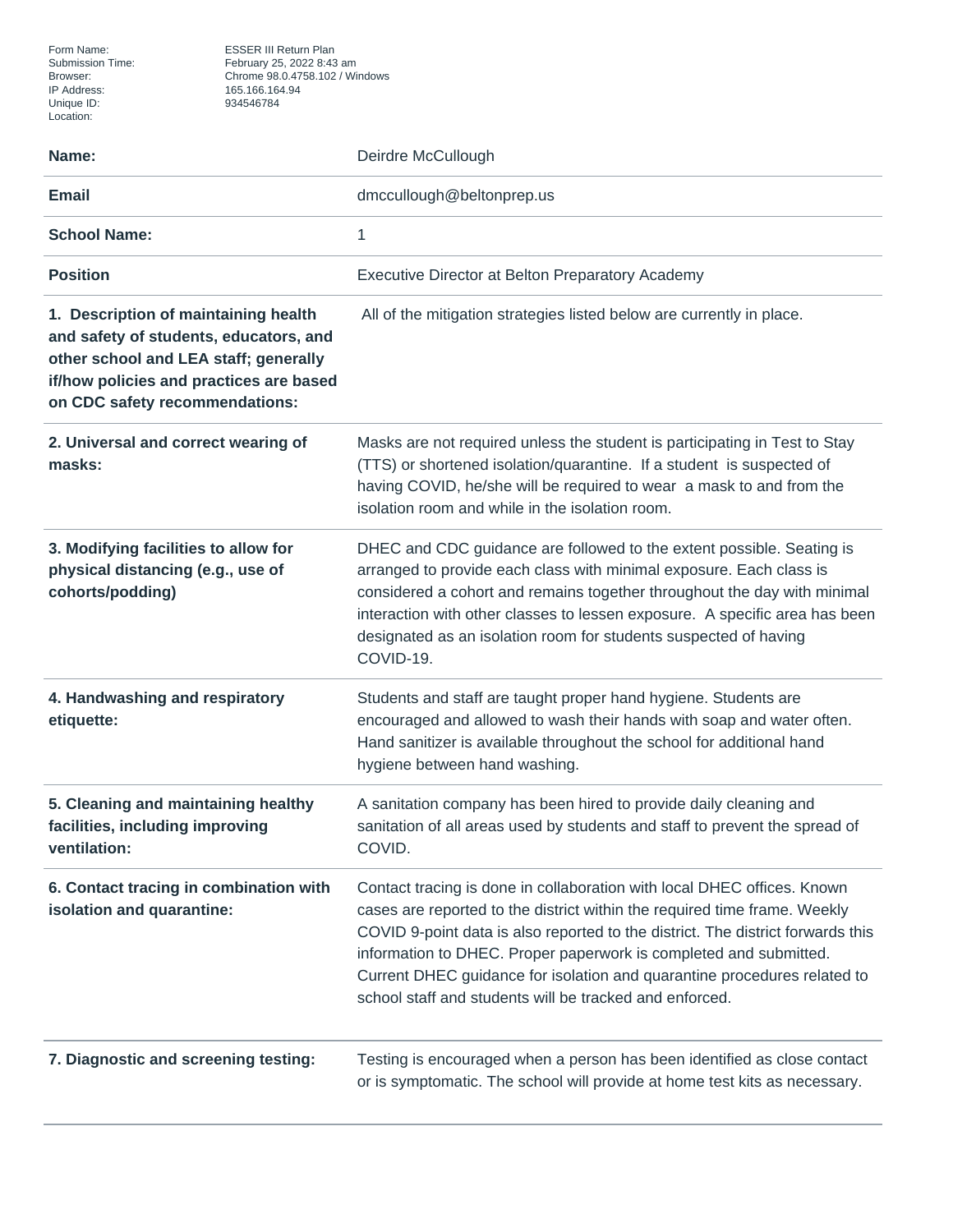| | |
|---|---|
| Form Name: | ESSER III Return Plan |
| Submission Time: | February 25, 2022 8:43 am |
| Browser: | Chrome 98.0.4758.102 / Windows |
| IP Address: | 165.166.164.94 |
| Unique ID: | 934546784 |
| Location: | |

| | |
|---|---|
| **Name:** | Deirdre McCullough |
| **Email** | dmccullough@beltonprep.us |
| **School Name:** | 1 |
| **Position** | Executive Director at Belton Preparatory Academy |
| **1. Description of maintaining health and safety of students, educators, and other school and LEA staff; generally if/how policies and practices are based on CDC safety recommendations:** | All of the mitigation strategies listed below are currently in place. |
| **2. Universal and correct wearing of masks:** | Masks are not required unless the student is participating in Test to Stay (TTS) or shortened isolation/quarantine. If a student is suspected of having COVID, he/she will be required to wear a mask to and from the isolation room and while in the isolation room. |
| **3. Modifying facilities to allow for physical distancing (e.g., use of cohorts/podding)** | DHEC and CDC guidance are followed to the extent possible. Seating is arranged to provide each class with minimal exposure. Each class is considered a cohort and remains together throughout the day with minimal interaction with other classes to lessen exposure. A specific area has been designated as an isolation room for students suspected of having COVID-19. |
| **4. Handwashing and respiratory etiquette:** | Students and staff are taught proper hand hygiene. Students are encouraged and allowed to wash their hands with soap and water often. Hand sanitizer is available throughout the school for additional hand hygiene between hand washing. |
| **5. Cleaning and maintaining healthy facilities, including improving ventilation:** | A sanitation company has been hired to provide daily cleaning and sanitation of all areas used by students and staff to prevent the spread of COVID. |
| **6. Contact tracing in combination with isolation and quarantine:** | Contact tracing is done in collaboration with local DHEC offices. Known cases are reported to the district within the required time frame. Weekly COVID 9-point data is also reported to the district. The district forwards this information to DHEC. Proper paperwork is completed and submitted. Current DHEC guidance for isolation and quarantine procedures related to school staff and students will be tracked and enforced. |
| **7. Diagnostic and screening testing:** | Testing is encouraged when a person has been identified as close contact or is symptomatic. The school will provide at home test kits as necessary. |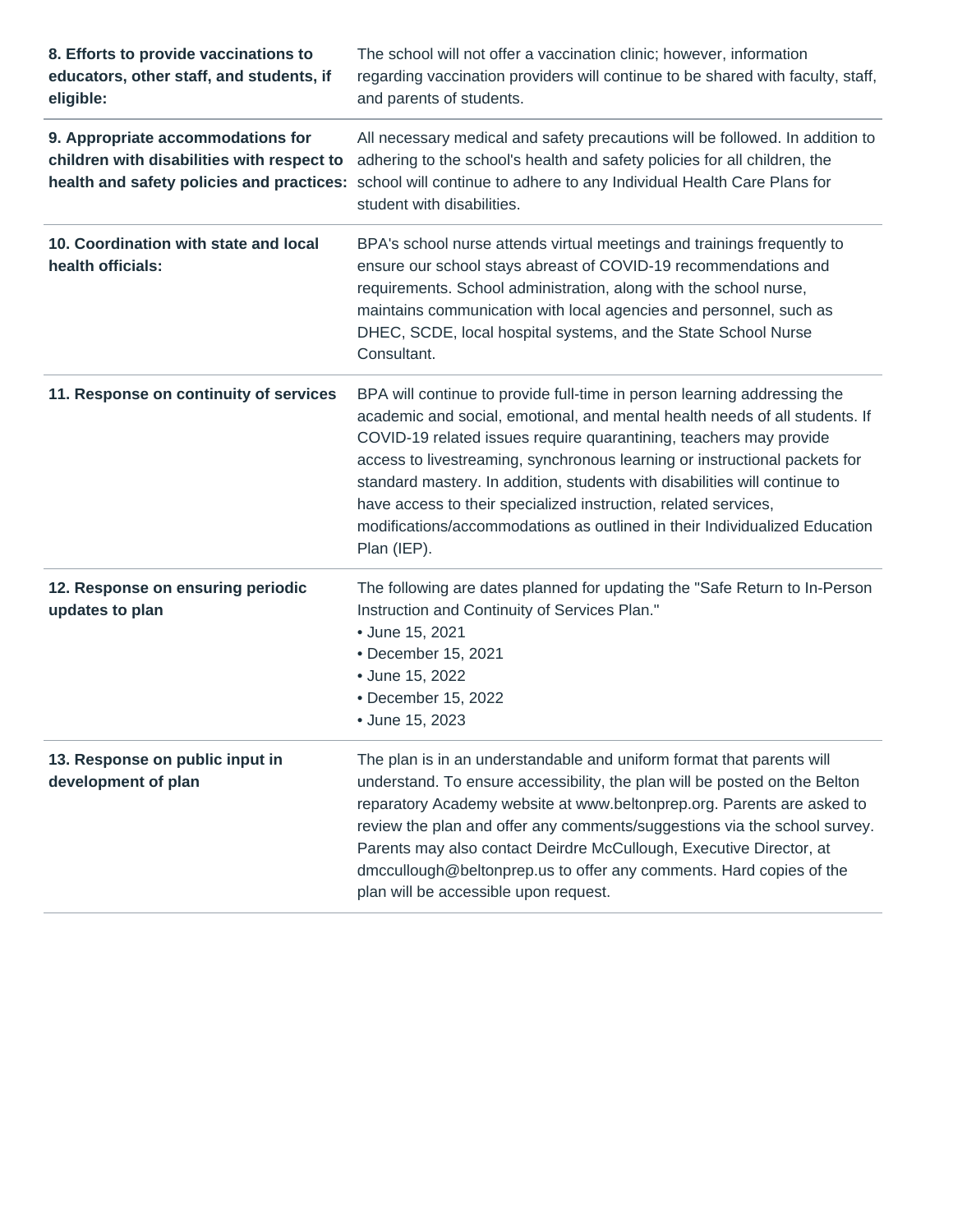| | |
|---|---|
| **8. Efforts to provide vaccinations to educators, other staff, and students, if eligible:** | The school will not offer a vaccination clinic; however, information regarding vaccination providers will continue to be shared with faculty, staff, and parents of students. |
| **9. Appropriate accommodations for children with disabilities with respect to health and safety policies and practices:** | All necessary medical and safety precautions will be followed. In addition to adhering to the school's health and safety policies for all children, the school will continue to adhere to any Individual Health Care Plans for student with disabilities. |
| **10. Coordination with state and local health officials:** | BPA's school nurse attends virtual meetings and trainings frequently to ensure our school stays abreast of COVID-19 recommendations and requirements. School administration, along with the school nurse, maintains communication with local agencies and personnel, such as DHEC, SCDE, local hospital systems, and the State School Nurse Consultant. |
| **11. Response on continuity of services** | BPA will continue to provide full-time in person learning addressing the academic and social, emotional, and mental health needs of all students. If COVID-19 related issues require quarantining, teachers may provide access to livestreaming, synchronous learning or instructional packets for standard mastery. In addition, students with disabilities will continue to have access to their specialized instruction, related services, modifications/accommodations as outlined in their Individualized Education Plan (IEP). |
| **12. Response on ensuring periodic updates to plan** | The following are dates planned for updating the "Safe Return to In-Person Instruction and Continuity of Services Plan."<br>• June 15, 2021<br>• December 15, 2021<br>• June 15, 2022<br>• December 15, 2022<br>• June 15, 2023 |
| **13. Response on public input in development of plan** | The plan is in an understandable and uniform format that parents will understand. To ensure accessibility, the plan will be posted on the Belton reparatory Academy website at www.beltonprep.org. Parents are asked to review the plan and offer any comments/suggestions via the school survey. Parents may also contact Deirdre McCullough, Executive Director, at dmccullough@beltonprep.us to offer any comments. Hard copies of the plan will be accessible upon request. |